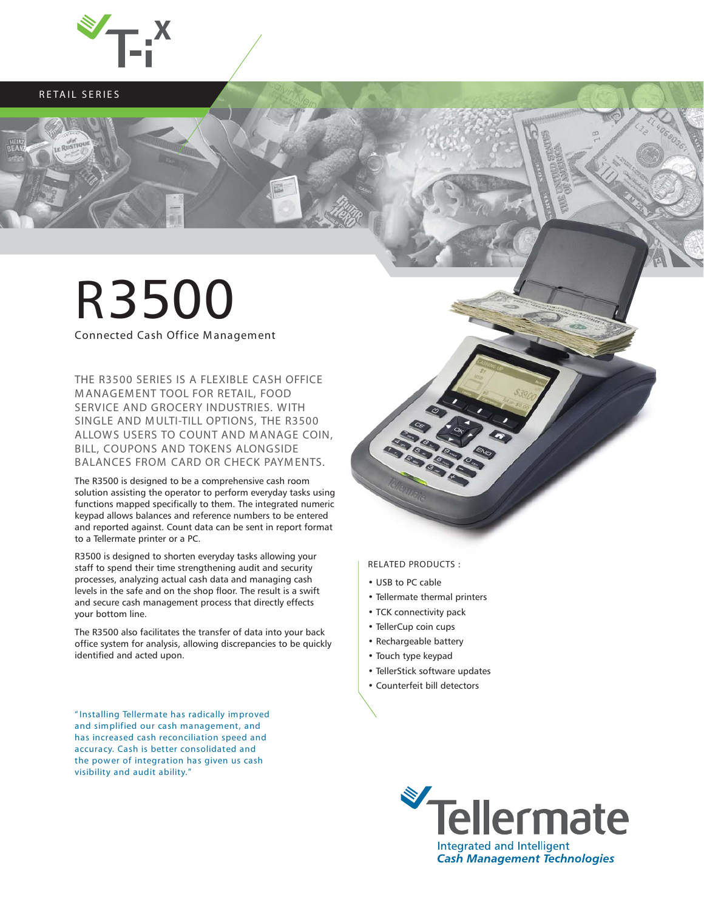RETAIL SERIES

# R3500

Connected Cash Office Management

THE R3500 SERIES IS A FLEXIBLE CASH OFFICE MANAGEMENT TOOL FOR RETAIL, FOOD SERVICE AND GROCERY INDUSTRIES. WITH SINGLE AND MULTI-TILL OPTIONS, THE R3500 ALLOWS USERS TO COUNT AND MANAGE COIN, BILL, COUPONS AND TOKENS ALONGSIDE BALANCES FROM CARD OR CHECK PAYMENTS.

The R3500 is designed to be a comprehensive cash room solution assisting the operator to perform everyday tasks using functions mapped specifically to them. The integrated numeric keypad allows balances and reference numbers to be entered and reported against. Count data can be sent in report format to a Tellermate printer or a PC.

R3500 is designed to shorten everyday tasks allowing your staff to spend their time strengthening audit and security processes, analyzing actual cash data and managing cash levels in the safe and on the shop floor. The result is a swift and secure cash management process that directly effects your bottom line.

The R3500 also facilitates the transfer of data into your back office system for analysis, allowing discrepancies to be quickly identified and acted upon.

"Installing Tellermate has radically improved and simplified our cash management, and has increased cash reconciliation speed and accuracy. Cash is better consolidated and the power of integration has given us cash visibility and audit ability."

RELATED PRODUCTS :

- USB to PC cable
- Tellermate thermal printers
- TCK connectivity pack
- TellerCup coin cups
- Rechargeable battery
- Touch type keypad
- TellerStick software updates
- Counterfeit bill detectors

Tellermate
Integrated and Intelligent
*Cash Management Technologies*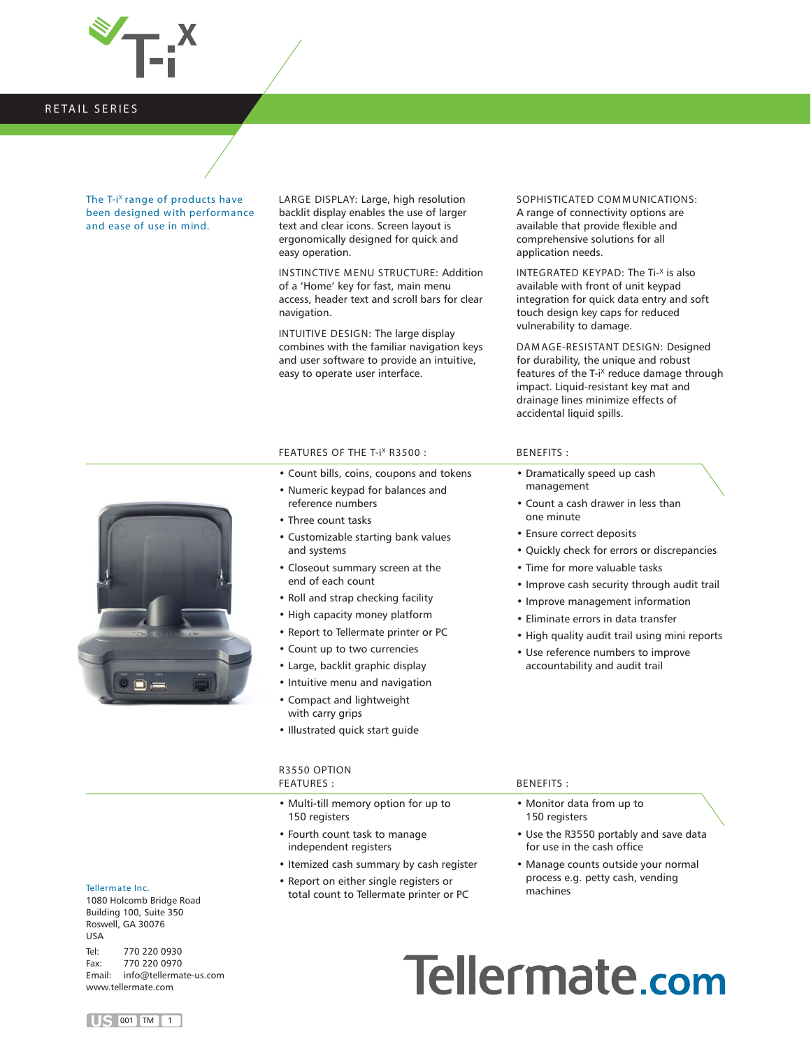T-i[x]

RETAIL SERIES

The T-i[x] range of products have been designed with performance and ease of use in mind.

LARGE DISPLAY: Large, high resolution backlit display enables the use of larger text and clear icons. Screen layout is ergonomically designed for quick and easy operation.

INSTINCTIVE MENU STRUCTURE: Addition of a 'Home' key for fast, main menu access, header text and scroll bars for clear navigation.

INTUITIVE DESIGN: The large display combines with the familiar navigation keys and user software to provide an intuitive, easy to operate user interface.

SOPHISTICATED COMMUNICATIONS: A range of connectivity options are available that provide flexible and comprehensive solutions for all application needs.

INTEGRATED KEYPAD: The Ti-x is also available with front of unit keypad integration for quick data entry and soft touch design key caps for reduced vulnerability to damage.

DAMAGE-RESISTANT DESIGN: Designed for durability, the unique and robust features of the T-i[x] reduce damage through impact. Liquid-resistant key mat and drainage lines minimize effects of accidental liquid spills.

## FEATURES OF THE T-i[x] R3500 :

- Count bills, coins, coupons and tokens
- Numeric keypad for balances and reference numbers
- Three count tasks
- Customizable starting bank values and systems
- Closeout summary screen at the end of each count
- Roll and strap checking facility
- High capacity money platform
- Report to Tellermate printer or PC
- Count up to two currencies
- Large, backlit graphic display
- Intuitive menu and navigation
- Compact and lightweight with carry grips
- Illustrated quick start guide

## BENEFITS :

- Dramatically speed up cash management
- Count a cash drawer in less than one minute
- Ensure correct deposits
- Quickly check for errors or discrepancies
- Time for more valuable tasks
- Improve cash security through audit trail
- Improve management information
- Eliminate errors in data transfer
- High quality audit trail using mini reports
- Use reference numbers to improve accountability and audit trail

## R3550 OPTION FEATURES :

- Multi-till memory option for up to 150 registers
- Fourth count task to manage independent registers
- Itemized cash summary by cash register
- Report on either single registers or total count to Tellermate printer or PC

## BENEFITS :

- Monitor data from up to 150 registers
- Use the R3550 portably and save data for use in the cash office
- Manage counts outside your normal process e.g. petty cash, vending machines

Tellermate Inc.
1080 Holcomb Bridge Road
Building 100, Suite 350
Roswell, GA 30076
USA

Tel: 770 220 0930
Fax: 770 220 0970
Email: info@tellermate-us.com
www.tellermate.com

Tellermate.com

US 001 TM 1